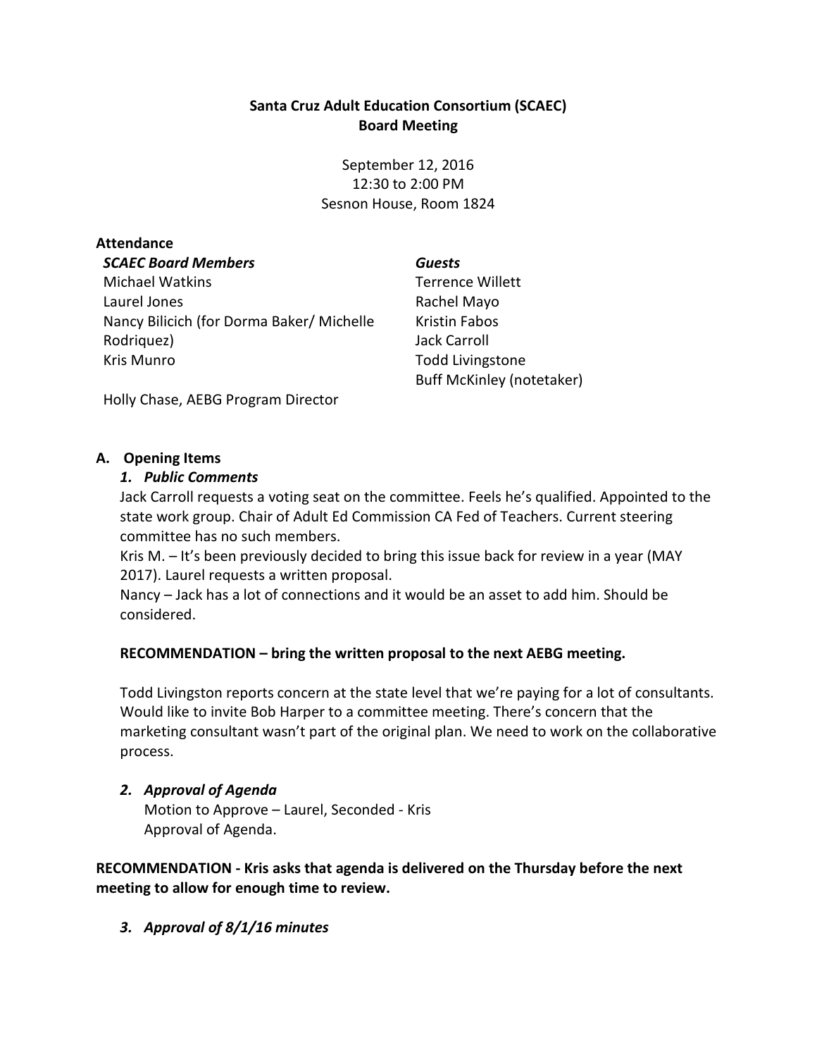# Santa Cruz Adult Education Consortium (SCAEC)
## Board Meeting

September 12, 2016
12:30 to 2:00 PM
Sesnon House, Room 1824

**Attendance**

| ***SCAEC Board Members*** | ***Guests*** |
| --- | --- |
| Michael Watkins | Terrence Willett |
| Laurel Jones | Rachel Mayo |
| Nancy Bilicich (for Dorma Baker/ Michelle Rodriquez) | Kristin Fabos |
| Kris Munro | Jack Carroll |
| | Todd Livingstone |
| | Buff McKinley (notetaker) |

Holly Chase, AEBG Program Director

### A. Opening Items

#### *1. Public Comments*

Jack Carroll requests a voting seat on the committee. Feels he's qualified. Appointed to the state work group. Chair of Adult Ed Commission CA Fed of Teachers. Current steering committee has no such members.

Kris M. – It's been previously decided to bring this issue back for review in a year (MAY 2017). Laurel requests a written proposal.

Nancy – Jack has a lot of connections and it would be an asset to add him. Should be considered.

**RECOMMENDATION – bring the written proposal to the next AEBG meeting.**

Todd Livingston reports concern at the state level that we're paying for a lot of consultants. Would like to invite Bob Harper to a committee meeting. There's concern that the marketing consultant wasn't part of the original plan. We need to work on the collaborative process.

#### *2. Approval of Agenda*

Motion to Approve – Laurel, Seconded - Kris
Approval of Agenda.

**RECOMMENDATION - Kris asks that agenda is delivered on the Thursday before the next meeting to allow for enough time to review.**

#### *3. Approval of 8/1/16 minutes*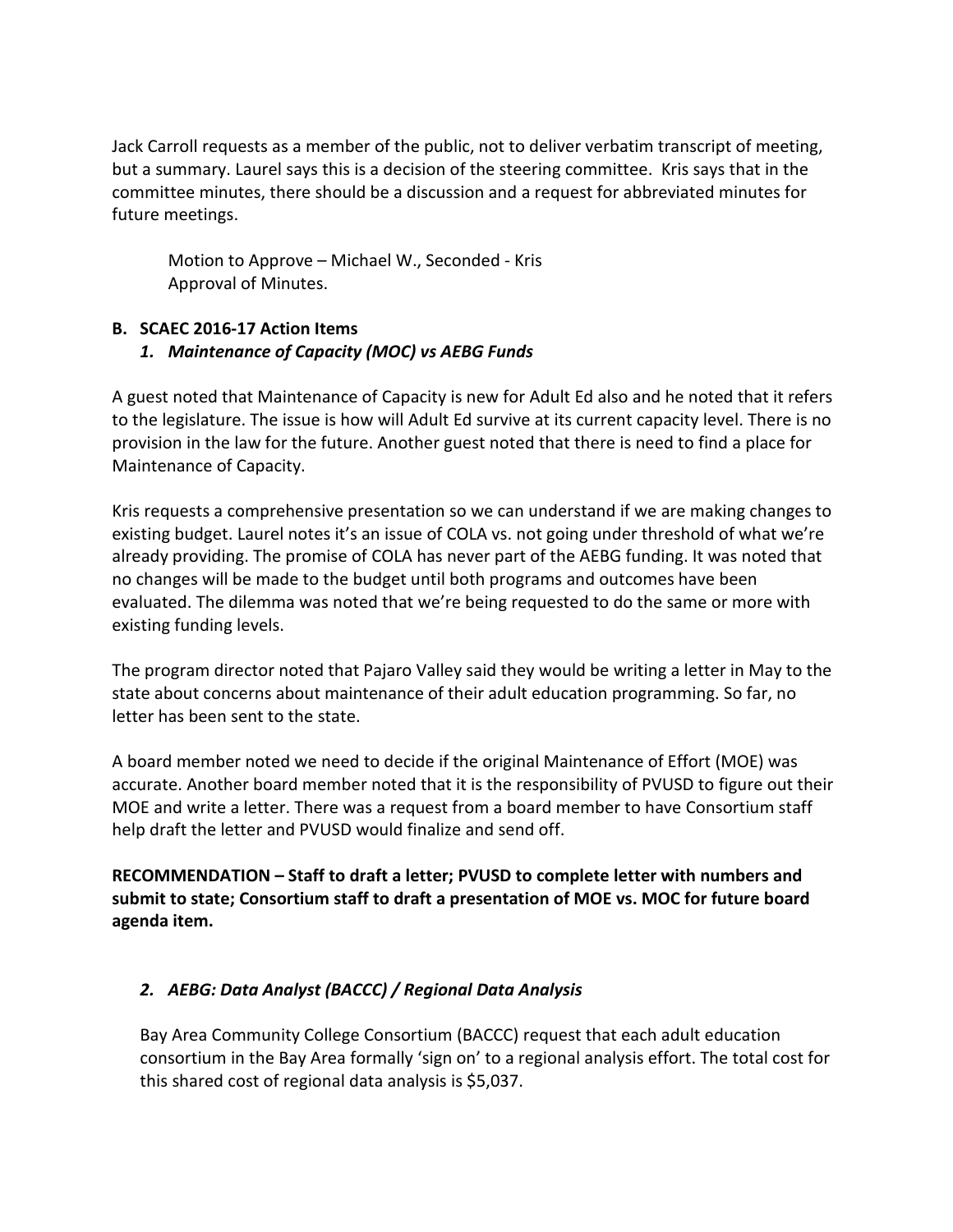Jack Carroll requests as a member of the public, not to deliver verbatim transcript of meeting, but a summary. Laurel says this is a decision of the steering committee. Kris says that in the committee minutes, there should be a discussion and a request for abbreviated minutes for future meetings.

> Motion to Approve – Michael W., Seconded - Kris
> Approval of Minutes.

**B. SCAEC 2016-17 Action Items**

***1. Maintenance of Capacity (MOC) vs AEBG Funds***

A guest noted that Maintenance of Capacity is new for Adult Ed also and he noted that it refers to the legislature. The issue is how will Adult Ed survive at its current capacity level. There is no provision in the law for the future. Another guest noted that there is need to find a place for Maintenance of Capacity.

Kris requests a comprehensive presentation so we can understand if we are making changes to existing budget. Laurel notes it's an issue of COLA vs. not going under threshold of what we're already providing. The promise of COLA has never part of the AEBG funding. It was noted that no changes will be made to the budget until both programs and outcomes have been evaluated. The dilemma was noted that we're being requested to do the same or more with existing funding levels.

The program director noted that Pajaro Valley said they would be writing a letter in May to the state about concerns about maintenance of their adult education programming. So far, no letter has been sent to the state.

A board member noted we need to decide if the original Maintenance of Effort (MOE) was accurate. Another board member noted that it is the responsibility of PVUSD to figure out their MOE and write a letter. There was a request from a board member to have Consortium staff help draft the letter and PVUSD would finalize and send off.

**RECOMMENDATION – Staff to draft a letter; PVUSD to complete letter with numbers and submit to state; Consortium staff to draft a presentation of MOE vs. MOC for future board agenda item.**

***2. AEBG: Data Analyst (BACCC) / Regional Data Analysis***

Bay Area Community College Consortium (BACCC) request that each adult education consortium in the Bay Area formally 'sign on' to a regional analysis effort. The total cost for this shared cost of regional data analysis is $5,037.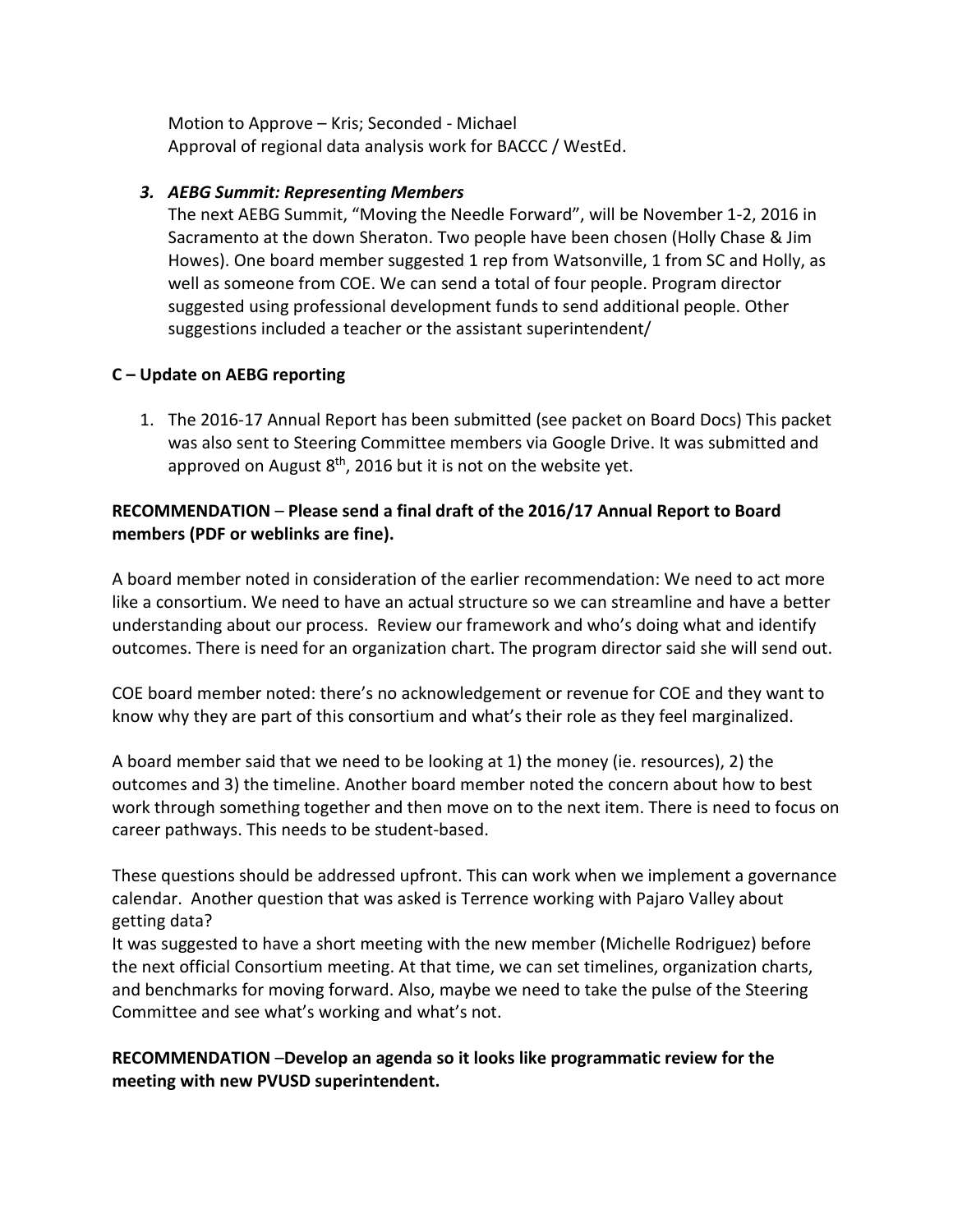Motion to Approve – Kris; Seconded - Michael
Approval of regional data analysis work for BACCC / WestEd.

### *3. AEBG Summit: Representing Members*

The next AEBG Summit, "Moving the Needle Forward", will be November 1-2, 2016 in Sacramento at the down Sheraton. Two people have been chosen (Holly Chase & Jim Howes). One board member suggested 1 rep from Watsonville, 1 from SC and Holly, as well as someone from COE. We can send a total of four people. Program director suggested using professional development funds to send additional people. Other suggestions included a teacher or the assistant superintendent/

## C – Update on AEBG reporting

1. The 2016-17 Annual Report has been submitted (see packet on Board Docs) This packet was also sent to Steering Committee members via Google Drive. It was submitted and approved on August 8th, 2016 but it is not on the website yet.

**RECOMMENDATION – Please send a final draft of the 2016/17 Annual Report to Board members (PDF or weblinks are fine).**

A board member noted in consideration of the earlier recommendation: We need to act more like a consortium. We need to have an actual structure so we can streamline and have a better understanding about our process. Review our framework and who's doing what and identify outcomes. There is need for an organization chart. The program director said she will send out.

COE board member noted: there's no acknowledgement or revenue for COE and they want to know why they are part of this consortium and what's their role as they feel marginalized.

A board member said that we need to be looking at 1) the money (ie. resources), 2) the outcomes and 3) the timeline. Another board member noted the concern about how to best work through something together and then move on to the next item. There is need to focus on career pathways. This needs to be student-based.

These questions should be addressed upfront. This can work when we implement a governance calendar. Another question that was asked is Terrence working with Pajaro Valley about getting data?
It was suggested to have a short meeting with the new member (Michelle Rodriguez) before the next official Consortium meeting. At that time, we can set timelines, organization charts, and benchmarks for moving forward. Also, maybe we need to take the pulse of the Steering Committee and see what's working and what's not.

**RECOMMENDATION –Develop an agenda so it looks like programmatic review for the meeting with new PVUSD superintendent.**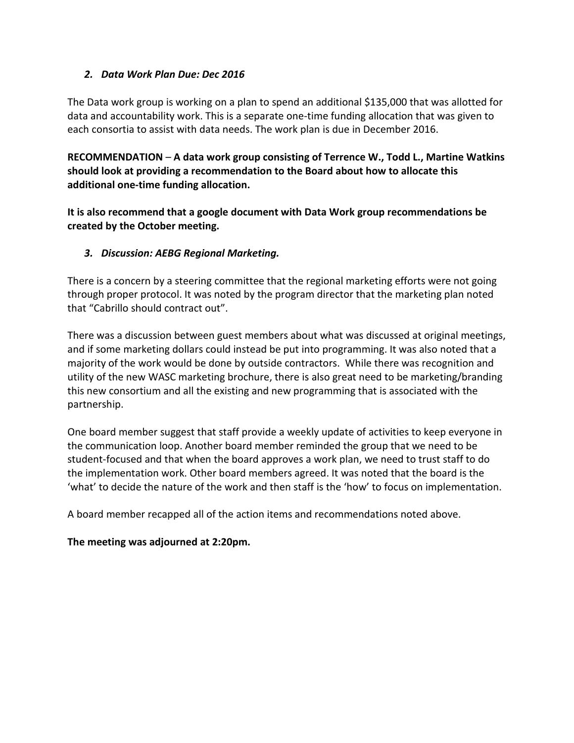*2. Data Work Plan Due: Dec 2016*

The Data work group is working on a plan to spend an additional $135,000 that was allotted for data and accountability work. This is a separate one-time funding allocation that was given to each consortia to assist with data needs. The work plan is due in December 2016.

**RECOMMENDATION – A data work group consisting of Terrence W., Todd L., Martine Watkins should look at providing a recommendation to the Board about how to allocate this additional one-time funding allocation.**

**It is also recommend that a google document with Data Work group recommendations be created by the October meeting.**

*3. Discussion: AEBG Regional Marketing.*

There is a concern by a steering committee that the regional marketing efforts were not going through proper protocol. It was noted by the program director that the marketing plan noted that "Cabrillo should contract out".

There was a discussion between guest members about what was discussed at original meetings, and if some marketing dollars could instead be put into programming. It was also noted that a majority of the work would be done by outside contractors. While there was recognition and utility of the new WASC marketing brochure, there is also great need to be marketing/branding this new consortium and all the existing and new programming that is associated with the partnership.

One board member suggest that staff provide a weekly update of activities to keep everyone in the communication loop. Another board member reminded the group that we need to be student-focused and that when the board approves a work plan, we need to trust staff to do the implementation work. Other board members agreed. It was noted that the board is the 'what' to decide the nature of the work and then staff is the 'how' to focus on implementation.

A board member recapped all of the action items and recommendations noted above.

**The meeting was adjourned at 2:20pm.**